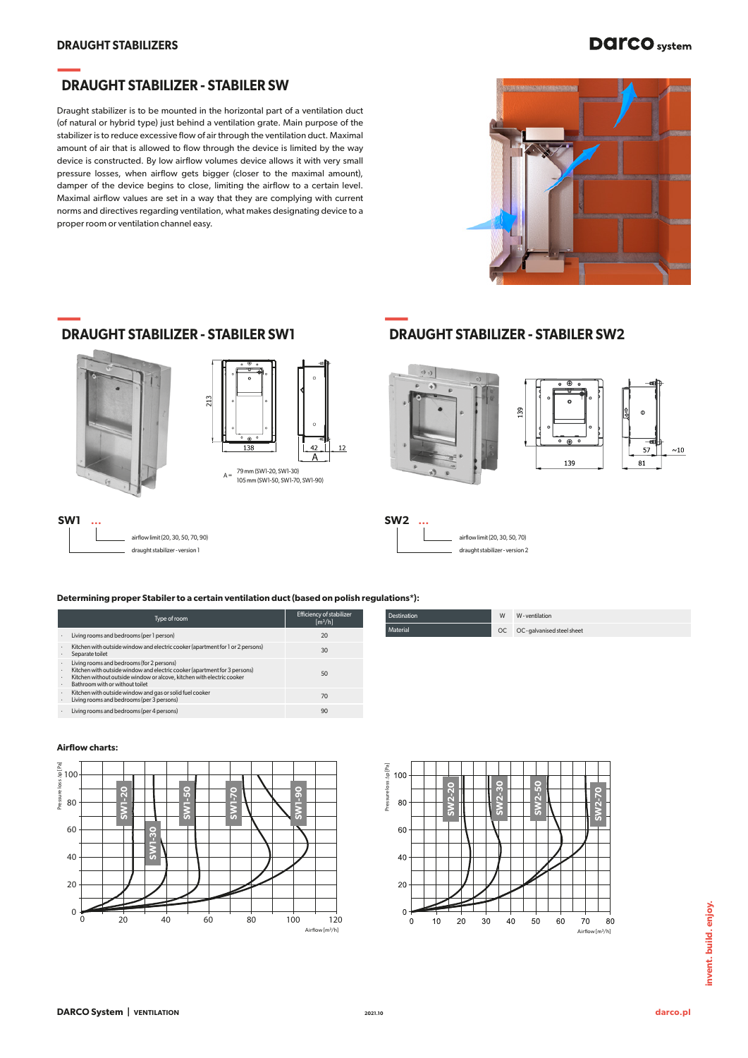# DRAUGHT STABILIZER - STABILER SW

Draught stabilizer is to be mounted in the horizontal part of a ventilation duct (of natural or hybrid type) just behind a ventilation grate. Main purpose of the stabilizer is to reduce excessive flow of air through the ventilation duct. Maximal amount of air that is allowed to flow through the device is limited by the way device is constructed. By low airflow volumes device allows it with very small pressure losses, when airflow gets bigger (closer to the maximal amount), damper of the device begins to close, limiting the airflow to a certain level. Maximal airflow values are set in a way that they are complying with current norms and directives regarding ventilation, what makes designating device to a proper room or ventilation channel easy.

## DRAUGHT STABILIZER - STABILER SW1

213
138
42
12
A

A = 79 mm (SW1-20, SW1-30)
105 mm (SW1-50, SW1-70, SW1-90)

**SW1 ...**

airflow limit (20, 30, 50, 70, 90)

draught stabilizer - version 1

## DRAUGHT STABILIZER - STABILER SW2

139
139
57
~10
81

**SW2 ...**

airflow limit (20, 30, 50, 70)

draught stabilizer - version 2

**Determining proper Stabiler to a certain ventilation duct (based on polish regulations\*):**

| Type of room | Efficiency of stabilizer [m³/h] |
|---|---|
| · Living rooms and bedrooms (per 1 person) | 20 |
| · Kitchen with outside window and electric cooker (apartment for 1 or 2 persons)<br>· Separate toilet | 30 |
| · Living rooms and bedrooms (for 2 persons)<br>· Kitchen with outside window and electric cooker (apartment for 3 persons)<br>· Kitchen without outside window or alcove, kitchen with electric cooker<br>· Bathroom with or without toilet | 50 |
| · Kitchen with outside window and gas or solid fuel cooker<br>· Living rooms and bedrooms (per 3 persons) | 70 |
| · Living rooms and bedrooms (per 4 persons) | 90 |

| | | |
|---|---|---|
| Destination | W | W - ventilation |
| Material | OC | OC - galvanised steel sheet |

**Airflow charts:**

Pressure loss Δp [Pa]
SW1-20, SW1-30, SW1-50, SW1-70, SW1-90
0, 20, 40, 60, 80, 100
0, 20, 40, 60, 80, 100, 120
Airflow [m³/h]

Pressure loss Δp [Pa]
SW2-20, SW2-30, SW2-50, SW2-70
0, 20, 40, 60, 80, 100
0, 10, 20, 30, 40, 50, 60, 70, 80
Airflow [m³/h]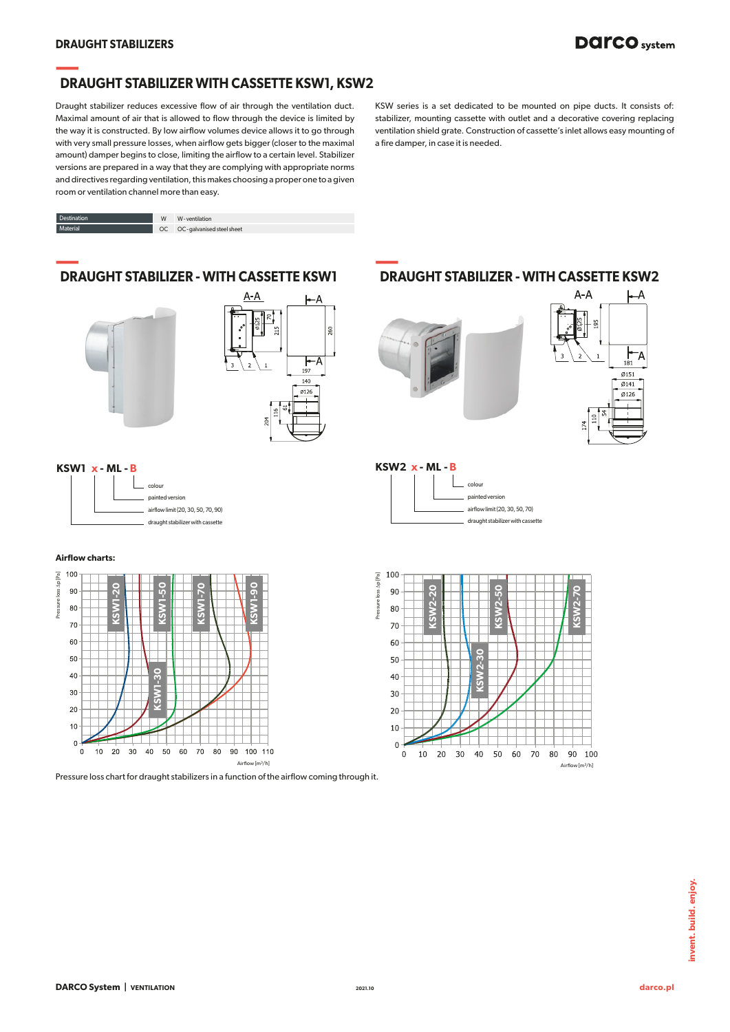## DRAUGHT STABILIZER WITH CASSETTE KSW1, KSW2

Draught stabilizer reduces excessive flow of air through the ventilation duct. Maximal amount of air that is allowed to flow through the device is limited by the way it is constructed. By low airflow volumes device allows it to go through with very small pressure losses, when airflow gets bigger (closer to the maximal amount) damper begins to close, limiting the airflow to a certain level. Stabilizer versions are prepared in a way that they are complying with appropriate norms and directives regarding ventilation, this makes choosing a proper one to a given room or ventilation channel more than easy.

KSW series is a set dedicated to be mounted on pipe ducts. It consists of: stabilizer, mounting cassette with outlet and a decorative covering replacing ventilation shield grate. Construction of cassette's inlet allows easy mounting of a fire damper, in case it is needed.

| | | |
|---|---|---|
| Destination | W | W - ventilation |
| Material | OC | OC - galvanised steel sheet |

## DRAUGHT STABILIZER - WITH CASSETTE KSW1

**KSW1 x - ML - B**

- B – colour
- ML – painted version
- x – airflow limit (20, 30, 50, 70, 90)
- KSW1 – draught stabilizer with cassette

## DRAUGHT STABILIZER - WITH CASSETTE KSW2

**KSW2 x - ML - B**

- B – colour
- ML – painted version
- x – airflow limit (20, 30, 50, 70)
- KSW2 – draught stabilizer with cassette

**Airflow charts:**

Pressure loss chart for draught stabilizers in a function of the airflow coming through it.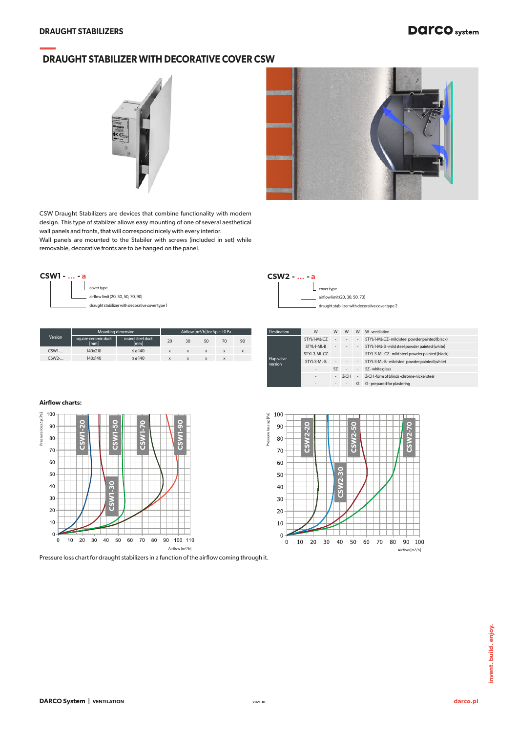## DRAUGHT STABILIZER WITH DECORATIVE COVER CSW

CSW Draught Stabilizers are devices that combine functionality with modern design. This type of stabilzer allows easy mounting of one of several aesthetical wall panels and fronts, that will correspond nicely with every interior.
Wall panels are mounted to the Stabiler with screws (included in set) while removable, decorative fronts are to be hanged on the panel.

**CSW1 - ... - a**

- cover type
- airflow limit (20, 30, 50, 70, 90)
- draught stabilizer with decorative cover type 1

**CSW2 - ... - a**

- cover type
- airflow limit (20, 30, 50, 70)
- draught stabilizer with decorative cover type 2

| Version | Mounting dimension | | Airflow [m³/h] for Δp = 10 Pa | | | | |
|---|---|---|---|---|---|---|---|
| | square ceramic duct [mm] | round steel duct [mm] | 20 | 30 | 50 | 70 | 90 |
| CSW1-... | 140x210 | ≤ ø 140 | x | x | x | x | x |
| CSW2-... | 140x140 | ≤ ø 140 | x | x | x | x | |

| Destination | W | W | W | W | W - ventilation |
|---|---|---|---|---|---|
| Flap valve version | STYL-1-ML-CZ | - | - | - | STYL-1-ML-CZ - mild steel powder painted (black) |
| | STYL-1-ML-B | - | - | - | STYL-1-ML-B - mild steel powder painted (white) |
| | STYL-3-ML-CZ | - | - | - | STYL-3-ML-CZ - mild steel powder painted (black) |
| | STYL-3-ML-B | - | - | - | STYL-3-ML-B - mild steel powder painted (white) |
| | - | SZ | - | - | SZ - white glass |
| | - | - | Z-CH | - | Z-CH -form of blinds -chrome-nickel steel |
| | - | - | - | G | G - prepared for plastering |

**Airflow charts:**

Pressure loss Δp [Pa]
100
90
80
70
60
50
40
30
20
10
0
0 10 20 30 40 50 60 70 80 90 100 110
Airflow [m³/h]
CSW1-20
CSW1-30
CSW1-50
CSW1-70
CSW1-90

Pressure loss Δp [Pa]
100
90
80
70
60
50
40
30
20
10
0
0 10 20 30 40 50 60 70 80 90 100
Airflow [m³/h]
CSW2-20
CSW2-30
CSW2-50
CSW2-70

Pressure loss chart for draught stabilizers in a function of the airflow coming through it.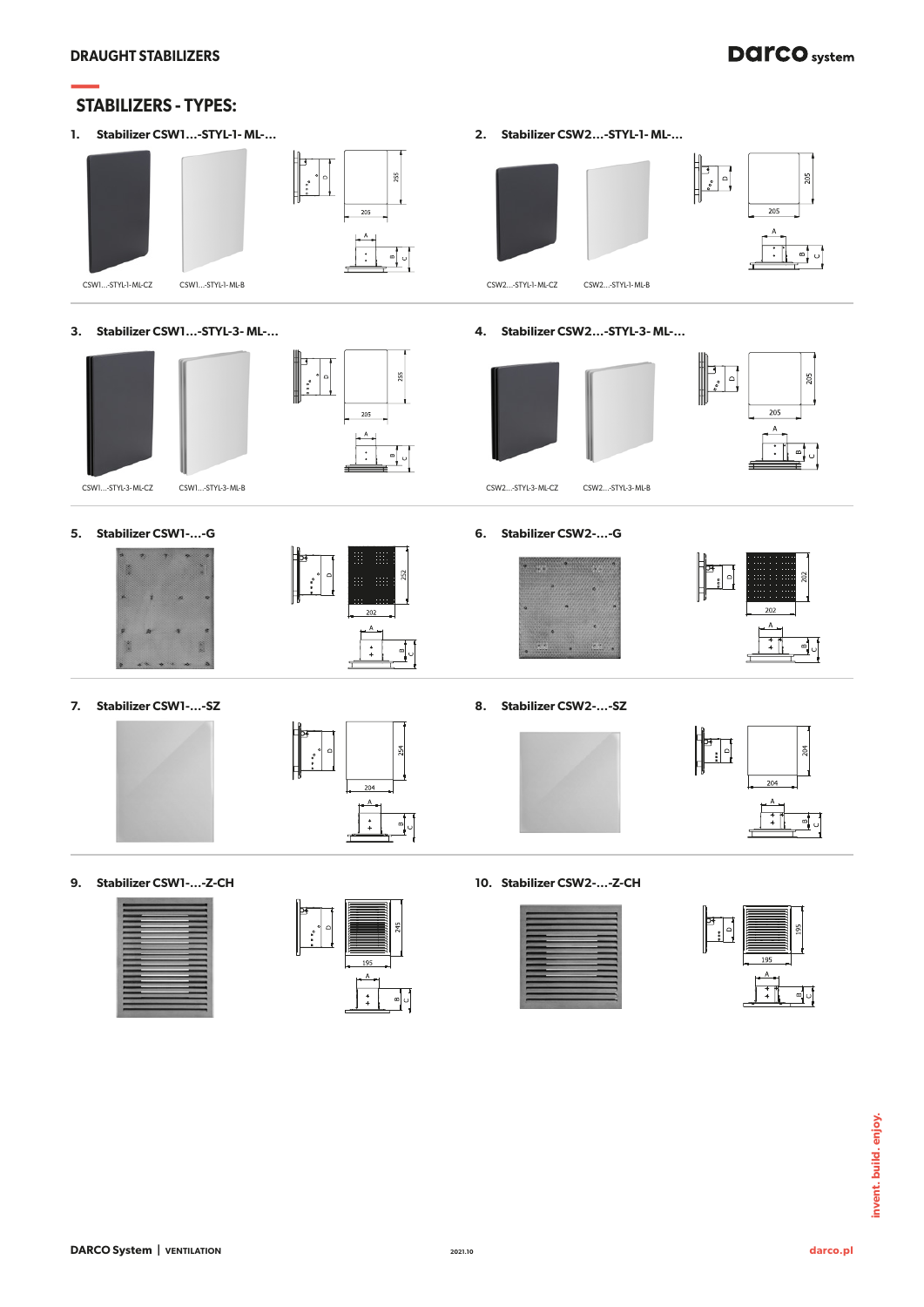## STABILIZERS - TYPES:

### 1. Stabilizer CSW1...-STYL-1- ML-...

CSW1...-STYL-1-ML-CZ

CSW1...-STYL-1-ML-B

D
255
205
A
B
C

### 2. Stabilizer CSW2...-STYL-1- ML-...

CSW2...-STYL-1-ML-CZ

CSW2...-STYL-1-ML-B

D
205
205
A
B
C

### 3. Stabilizer CSW1...-STYL-3- ML-...

CSW1...-STYL-3-ML-CZ

CSW1...-STYL-3-ML-B

D
255
205
A
B
C

### 4. Stabilizer CSW2...-STYL-3- ML-...

CSW2...-STYL-3-ML-CZ

CSW2...-STYL-3-ML-B

D
205
205
A
B
C

### 5. Stabilizer CSW1-...-G

D
252
202
A
B
C

### 6. Stabilizer CSW2-...-G

D
202
202
A
B
C

### 7. Stabilizer CSW1-...-SZ

D
254
204
A
B
C

### 8. Stabilizer CSW2-...-SZ

D
204
204
A
B
C

### 9. Stabilizer CSW1-...-Z-CH

D
245
195
A
B
C

### 10. Stabilizer CSW2-...-Z-CH

D
195
195
A
B
C

invent. build. enjoy.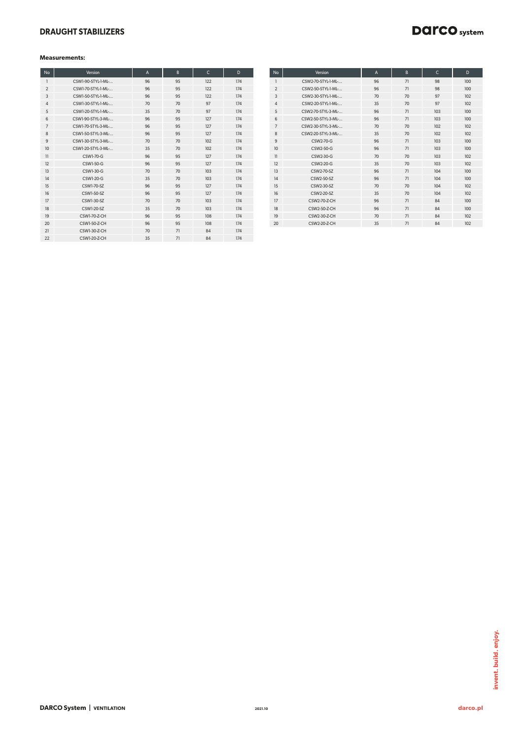## DRAUGHT STABILIZERS

**Measurements:**

| No | Version | A | B | C | D |
|---|---|---|---|---|---|
| 1 | CSW1-90-STYL-1-ML-... | 96 | 95 | 122 | 174 |
| 2 | CSW1-70-STYL-1-ML-... | 96 | 95 | 122 | 174 |
| 3 | CSW1-50-STYL-1-ML-... | 96 | 95 | 122 | 174 |
| 4 | CSW1-30-STYL-1-ML-... | 70 | 70 | 97 | 174 |
| 5 | CSW1-20-STYL-1-ML-... | 35 | 70 | 97 | 174 |
| 6 | CSW1-90-STYL-3-ML-... | 96 | 95 | 127 | 174 |
| 7 | CSW1-70-STYL-3-ML-... | 96 | 95 | 127 | 174 |
| 8 | CSW1-50-STYL-3-ML-... | 96 | 95 | 127 | 174 |
| 9 | CSW1-30-STYL-3-ML-... | 70 | 70 | 102 | 174 |
| 10 | CSW1-20-STYL-3-ML-... | 35 | 70 | 102 | 174 |
| 11 | CSW1-70-G | 96 | 95 | 127 | 174 |
| 12 | CSW1-50-G | 96 | 95 | 127 | 174 |
| 13 | CSW1-30-G | 70 | 70 | 103 | 174 |
| 14 | CSW1-20-G | 35 | 70 | 103 | 174 |
| 15 | CSW1-70-SZ | 96 | 95 | 127 | 174 |
| 16 | CSW1-50-SZ | 96 | 95 | 127 | 174 |
| 17 | CSW1-30-SZ | 70 | 70 | 103 | 174 |
| 18 | CSW1-20-SZ | 35 | 70 | 103 | 174 |
| 19 | CSW1-70-Z-CH | 96 | 95 | 108 | 174 |
| 20 | CSW1-50-Z-CH | 96 | 95 | 108 | 174 |
| 21 | CSW1-30-Z-CH | 70 | 71 | 84 | 174 |
| 22 | CSW1-20-Z-CH | 35 | 71 | 84 | 174 |

| No | Version | A | B | C | D |
|---|---|---|---|---|---|
| 1 | CSW2-70-STYL-1-ML-... | 96 | 71 | 98 | 100 |
| 2 | CSW2-50-STYL-1-ML-... | 96 | 71 | 98 | 100 |
| 3 | CSW2-30-STYL-1-ML-... | 70 | 70 | 97 | 102 |
| 4 | CSW2-20-STYL-1-ML-... | 35 | 70 | 97 | 102 |
| 5 | CSW2-70-STYL-3-ML-... | 96 | 71 | 103 | 100 |
| 6 | CSW2-50-STYL-3-ML-... | 96 | 71 | 103 | 100 |
| 7 | CSW2-30-STYL-3-ML-... | 70 | 70 | 102 | 102 |
| 8 | CSW2-20-STYL-3-ML-... | 35 | 70 | 102 | 102 |
| 9 | CSW2-70-G | 96 | 71 | 103 | 100 |
| 10 | CSW2-50-G | 96 | 71 | 103 | 100 |
| 11 | CSW2-30-G | 70 | 70 | 103 | 102 |
| 12 | CSW2-20-G | 35 | 70 | 103 | 102 |
| 13 | CSW2-70-SZ | 96 | 71 | 104 | 100 |
| 14 | CSW2-50-SZ | 96 | 71 | 104 | 100 |
| 15 | CSW2-30-SZ | 70 | 70 | 104 | 102 |
| 16 | CSW2-20-SZ | 35 | 70 | 104 | 102 |
| 17 | CSW2-70-Z-CH | 96 | 71 | 84 | 100 |
| 18 | CSW2-50-Z-CH | 96 | 71 | 84 | 100 |
| 19 | CSW2-30-Z-CH | 70 | 71 | 84 | 102 |
| 20 | CSW2-20-Z-CH | 35 | 71 | 84 | 102 |